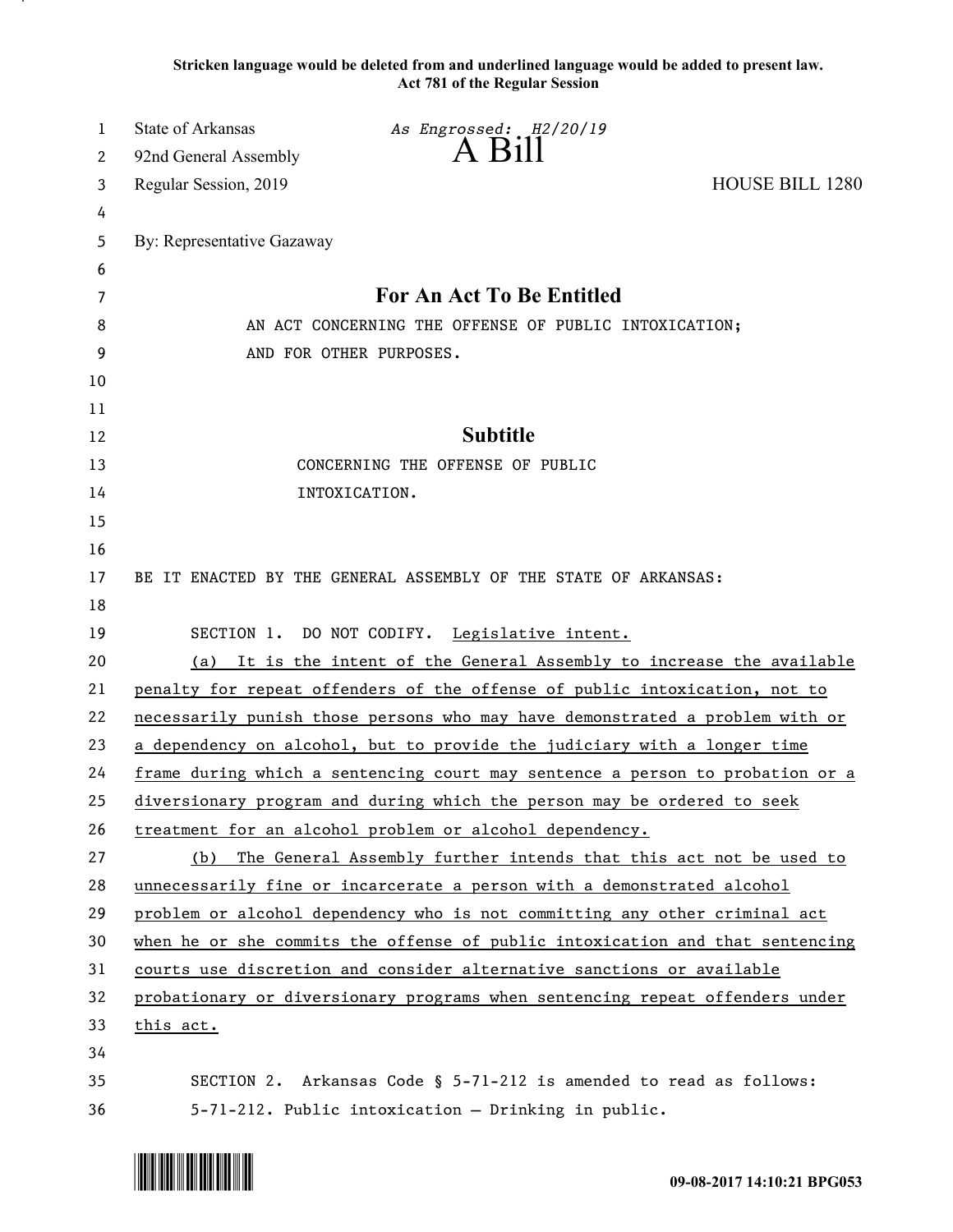**Stricken language would be deleted from and underlined language would be added to present law.**
**Act 781 of the Regular Session**

State of Arkansas *As Engrossed: H2/20/19*
92nd General Assembly **A Bill**
Regular Session, 2019 HOUSE BILL 1280

By: Representative Gazaway

## For An Act To Be Entitled

AN ACT CONCERNING THE OFFENSE OF PUBLIC INTOXICATION; AND FOR OTHER PURPOSES.

## Subtitle

CONCERNING THE OFFENSE OF PUBLIC INTOXICATION.

BE IT ENACTED BY THE GENERAL ASSEMBLY OF THE STATE OF ARKANSAS:

SECTION 1. DO NOT CODIFY. <u>Legislative intent.</u>

<u>(a) It is the intent of the General Assembly to increase the available penalty for repeat offenders of the offense of public intoxication, not to necessarily punish those persons who may have demonstrated a problem with or a dependency on alcohol, but to provide the judiciary with a longer time frame during which a sentencing court may sentence a person to probation or a diversionary program and during which the person may be ordered to seek treatment for an alcohol problem or alcohol dependency.</u>

<u>(b) The General Assembly further intends that this act not be used to unnecessarily fine or incarcerate a person with a demonstrated alcohol problem or alcohol dependency who is not committing any other criminal act when he or she commits the offense of public intoxication and that sentencing courts use discretion and consider alternative sanctions or available probationary or diversionary programs when sentencing repeat offenders under this act.</u>

SECTION 2. Arkansas Code § 5-71-212 is amended to read as follows:

5-71-212. Public intoxication — Drinking in public.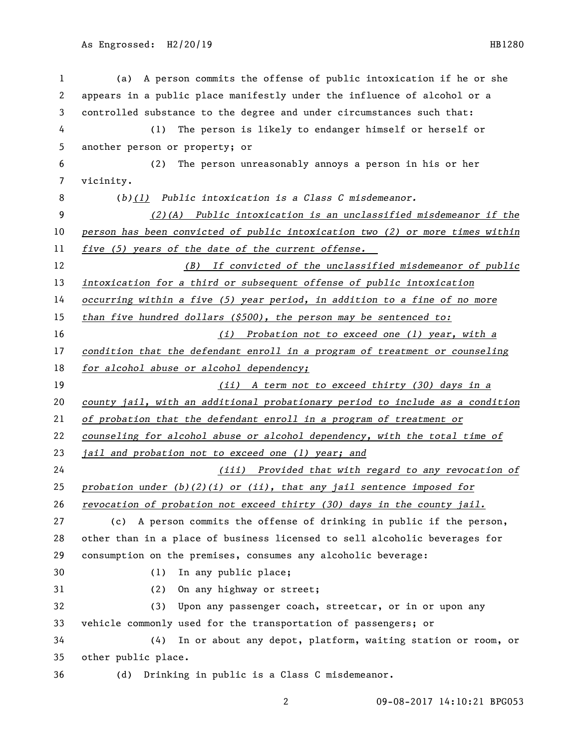(a) A person commits the offense of public intoxication if he or she appears in a public place manifestly under the influence of alcohol or a controlled substance to the degree and under circumstances such that:

(1) The person is likely to endanger himself or herself or another person or property; or

(2) The person unreasonably annoys a person in his or her vicinity.

*(b)*<u>*(1)*</u> *Public intoxication is a Class C misdemeanor.*

<u>*(2)(A) Public intoxication is an unclassified misdemeanor if the person has been convicted of public intoxication two (2) or more times within five (5) years of the date of the current offense.*</u>

<u>*(B) If convicted of the unclassified misdemeanor of public intoxication for a third or subsequent offense of public intoxication occurring within a five (5) year period, in addition to a fine of no more than five hundred dollars ($500), the person may be sentenced to:*</u>

<u>*(i) Probation not to exceed one (1) year, with a condition that the defendant enroll in a program of treatment or counseling for alcohol abuse or alcohol dependency;*</u>

<u>*(ii) A term not to exceed thirty (30) days in a county jail, with an additional probationary period to include as a condition of probation that the defendant enroll in a program of treatment or counseling for alcohol abuse or alcohol dependency, with the total time of jail and probation not to exceed one (1) year; and*</u>

<u>*(iii) Provided that with regard to any revocation of probation under (b)(2)(i) or (ii), that any jail sentence imposed for revocation of probation not exceed thirty (30) days in the county jail.*</u>

(c) A person commits the offense of drinking in public if the person, other than in a place of business licensed to sell alcoholic beverages for consumption on the premises, consumes any alcoholic beverage:

(1) In any public place;

(2) On any highway or street;

(3) Upon any passenger coach, streetcar, or in or upon any vehicle commonly used for the transportation of passengers; or

(4) In or about any depot, platform, waiting station or room, or other public place.

(d) Drinking in public is a Class C misdemeanor.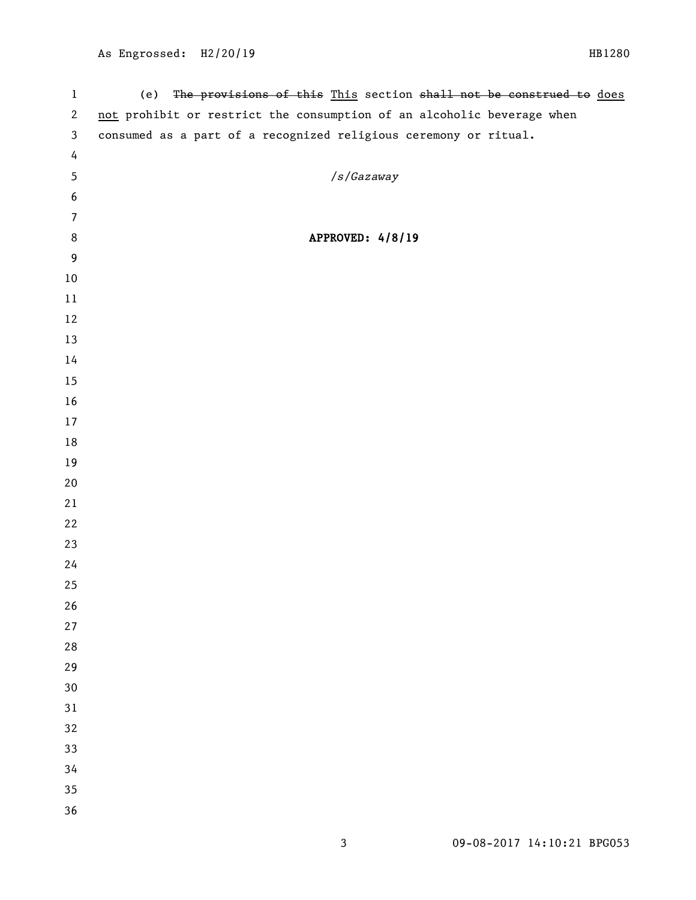(e) ~~The provisions of this~~ <u>This</u> section ~~shall not be construed to~~ <u>does not</u> prohibit or restrict the consumption of an alcoholic beverage when consumed as a part of a recognized religious ceremony or ritual.

*/s/Gazaway*

**APPROVED: 4/8/19**